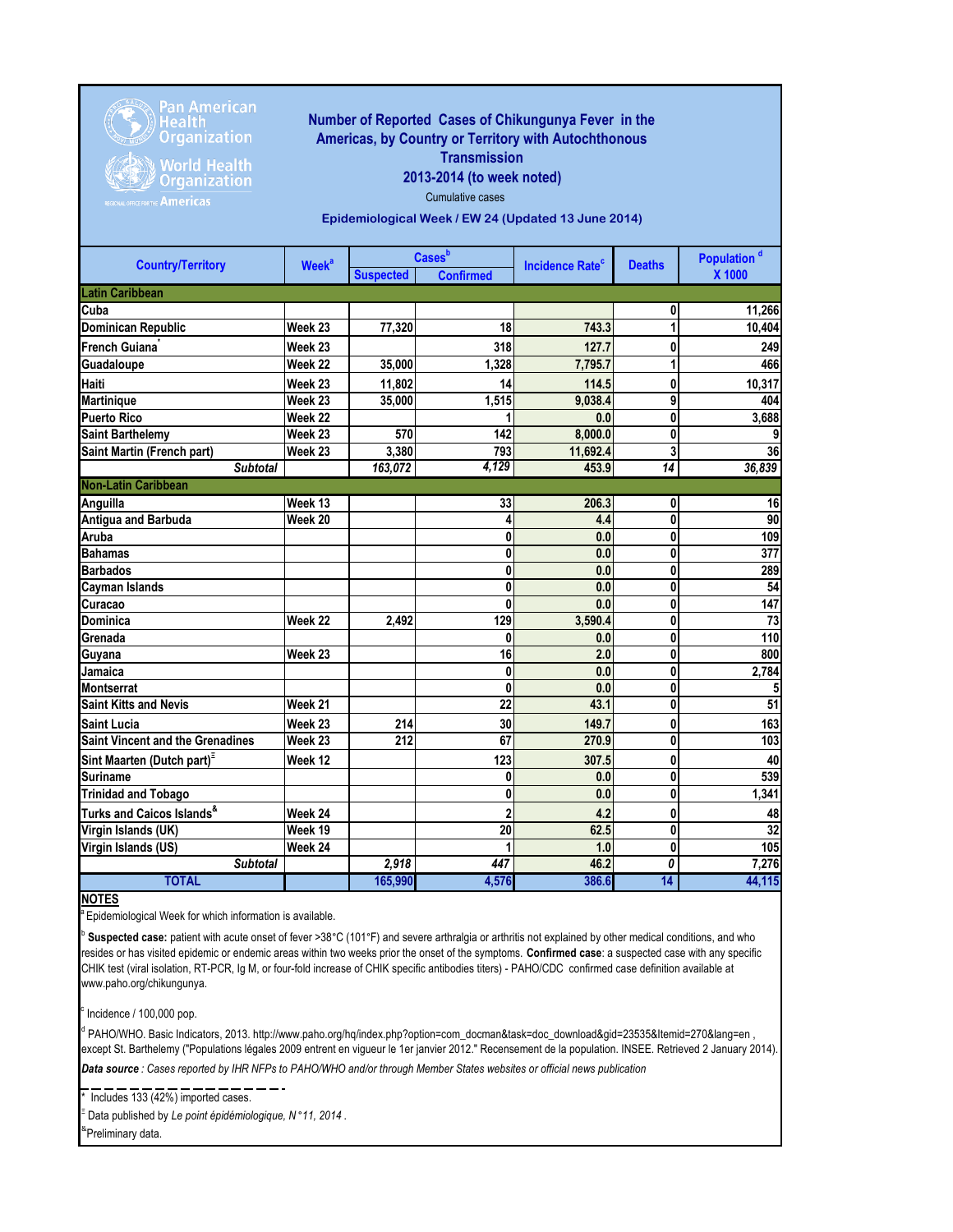Pan American Health Organization
World Health Organization
REGIONAL OFFICE FOR THE Americas

# Number of Reported Cases of Chikungunya Fever in the Americas, by Country or Territory with Autochthonous Transmission

## 2013-2014 (to week noted)

Cumulative cases

**Epidemiological Week / EW 24 (Updated 13 June 2014)**

| Country/Territory | Week[a] | Cases[b] | | Incidence Rate[c] | Deaths | Population[d] X 1000 |
|---|---|---|---|---|---|---|
| | | Suspected | Confirmed | | | |
| **Latin Caribbean** | | | | | | |
| Cuba | | | | | 0 | 11,266 |
| Dominican Republic | Week 23 | 77,320 | 18 | 743.3 | 1 | 10,404 |
| French Guiana* | Week 23 | | 318 | 127.7 | 0 | 249 |
| Guadaloupe | Week 22 | 35,000 | 1,328 | 7,795.7 | 1 | 466 |
| Haiti | Week 23 | 11,802 | 14 | 114.5 | 0 | 10,317 |
| Martinique | Week 23 | 35,000 | 1,515 | 9,038.4 | 9 | 404 |
| Puerto Rico | Week 22 | | 1 | 0.0 | 0 | 3,688 |
| Saint Barthelemy | Week 23 | 570 | 142 | 8,000.0 | 0 | 9 |
| Saint Martin (French part) | Week 23 | 3,380 | 793 | 11,692.4 | 3 | 36 |
| *Subtotal* | | *163,072* | *4,129* | 453.9 | *14* | *36,839* |
| **Non-Latin Caribbean** | | | | | | |
| Anguilla | Week 13 | | 33 | 206.3 | 0 | 16 |
| Antigua and Barbuda | Week 20 | | 4 | 4.4 | 0 | 90 |
| Aruba | | | 0 | 0.0 | 0 | 109 |
| Bahamas | | | 0 | 0.0 | 0 | 377 |
| Barbados | | | 0 | 0.0 | 0 | 289 |
| Cayman Islands | | | 0 | 0.0 | 0 | 54 |
| Curacao | | | 0 | 0.0 | 0 | 147 |
| Dominica | Week 22 | 2,492 | 129 | 3,590.4 | 0 | 73 |
| Grenada | | | 0 | 0.0 | 0 | 110 |
| Guyana | Week 23 | | 16 | 2.0 | 0 | 800 |
| Jamaica | | | 0 | 0.0 | 0 | 2,784 |
| Montserrat | | | 0 | 0.0 | 0 | 5 |
| Saint Kitts and Nevis | Week 21 | | 22 | 43.1 | 0 | 51 |
| Saint Lucia | Week 23 | 214 | 30 | 149.7 | 0 | 163 |
| Saint Vincent and the Grenadines | Week 23 | 212 | 67 | 270.9 | 0 | 103 |
| Sint Maarten (Dutch part)[Ξ] | Week 12 | | 123 | 307.5 | 0 | 40 |
| Suriname | | | 0 | 0.0 | 0 | 539 |
| Trinidad and Tobago | | | 0 | 0.0 | 0 | 1,341 |
| Turks and Caicos Islands[&] | Week 24 | | 2 | 4.2 | 0 | 48 |
| Virgin Islands (UK) | Week 19 | | 20 | 62.5 | 0 | 32 |
| Virgin Islands (US) | Week 24 | | 1 | 1.0 | 0 | 105 |
| *Subtotal* | | *2,918* | *447* | 46.2 | *0* | 7,276 |
| **TOTAL** | | 165,990 | 4,576 | 386.6 | 14 | 44,115 |

**NOTES**

[a] Epidemiological Week for which information is available.

[b] **Suspected case:** patient with acute onset of fever >38°C (101°F) and severe arthralgia or arthritis not explained by other medical conditions, and who resides or has visited epidemic or endemic areas within two weeks prior the onset of the symptoms. **Confirmed case**: a suspected case with any specific CHIK test (viral isolation, RT-PCR, Ig M, or four-fold increase of CHIK specific antibodies titers) - PAHO/CDC confirmed case definition available at www.paho.org/chikungunya.

[c] Incidence / 100,000 pop.

[d] PAHO/WHO. Basic Indicators, 2013. http://www.paho.org/hq/index.php?option=com_docman&task=doc_download&gid=23535&Itemid=270&lang=en , except St. Barthelemy ("Populations légales 2009 entrent en vigueur le 1er janvier 2012." Recensement de la population. INSEE. Retrieved 2 January 2014).

***Data source** : Cases reported by IHR NFPs to PAHO/WHO and/or through Member States websites or official news publication*

---

\* Includes 133 (42%) imported cases.

Ξ Data published by *Le point épidémiologique, N°11, 2014* .

& Preliminary data.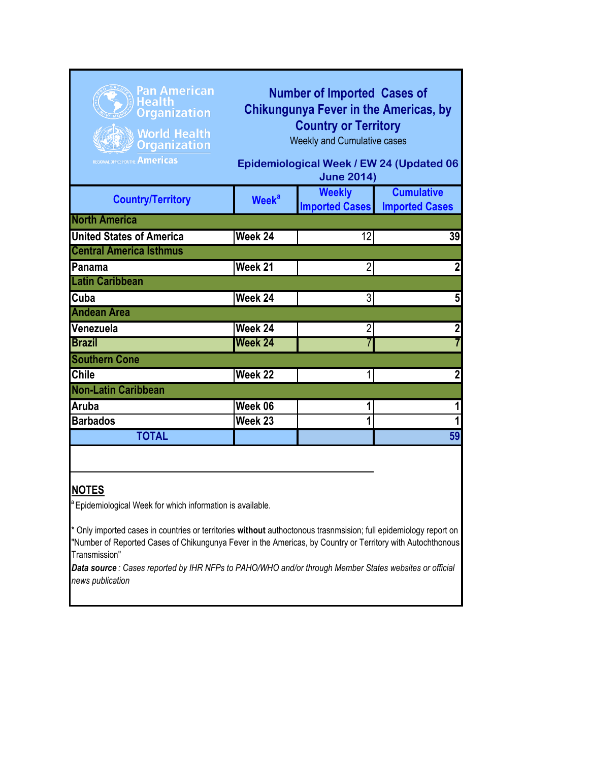Pan American Health Organization
World Health Organization
REGIONAL OFFICE FOR THE Americas

# Number of Imported Cases of Chikungunya Fever in the Americas, by Country or Territory

Weekly and Cumulative cases

**Epidemiological Week / EW 24 (Updated 06 June 2014)**

| Country/Territory | Week[a] | Weekly Imported Cases | Cumulative Imported Cases |
|---|---|---|---|
| **North America** | | | |
| United States of America | Week 24 | 12 | 39 |
| **Central America Isthmus** | | | |
| Panama | Week 21 | 2 | 2 |
| **Latin Caribbean** | | | |
| Cuba | Week 24 | 3 | 5 |
| **Andean Area** | | | |
| Venezuela | Week 24 | 2 | 2 |
| Brazil | Week 24 | 7 | 7 |
| **Southern Cone** | | | |
| Chile | Week 22 | 1 | 2 |
| **Non-Latin Caribbean** | | | |
| Aruba | Week 06 | 1 | 1 |
| Barbados | Week 23 | 1 | 1 |
| **TOTAL** | | | 59 |

## NOTES

[a] Epidemiological Week for which information is available.

* Only imported cases in countries or territories **without** authoctonous trasnmsision; full epidemiology report on "Number of Reported Cases of Chikungunya Fever in the Americas, by Country or Territory with Autochthonous Transmission"

***Data source*** *: Cases reported by IHR NFPs to PAHO/WHO and/or through Member States websites or official news publication*